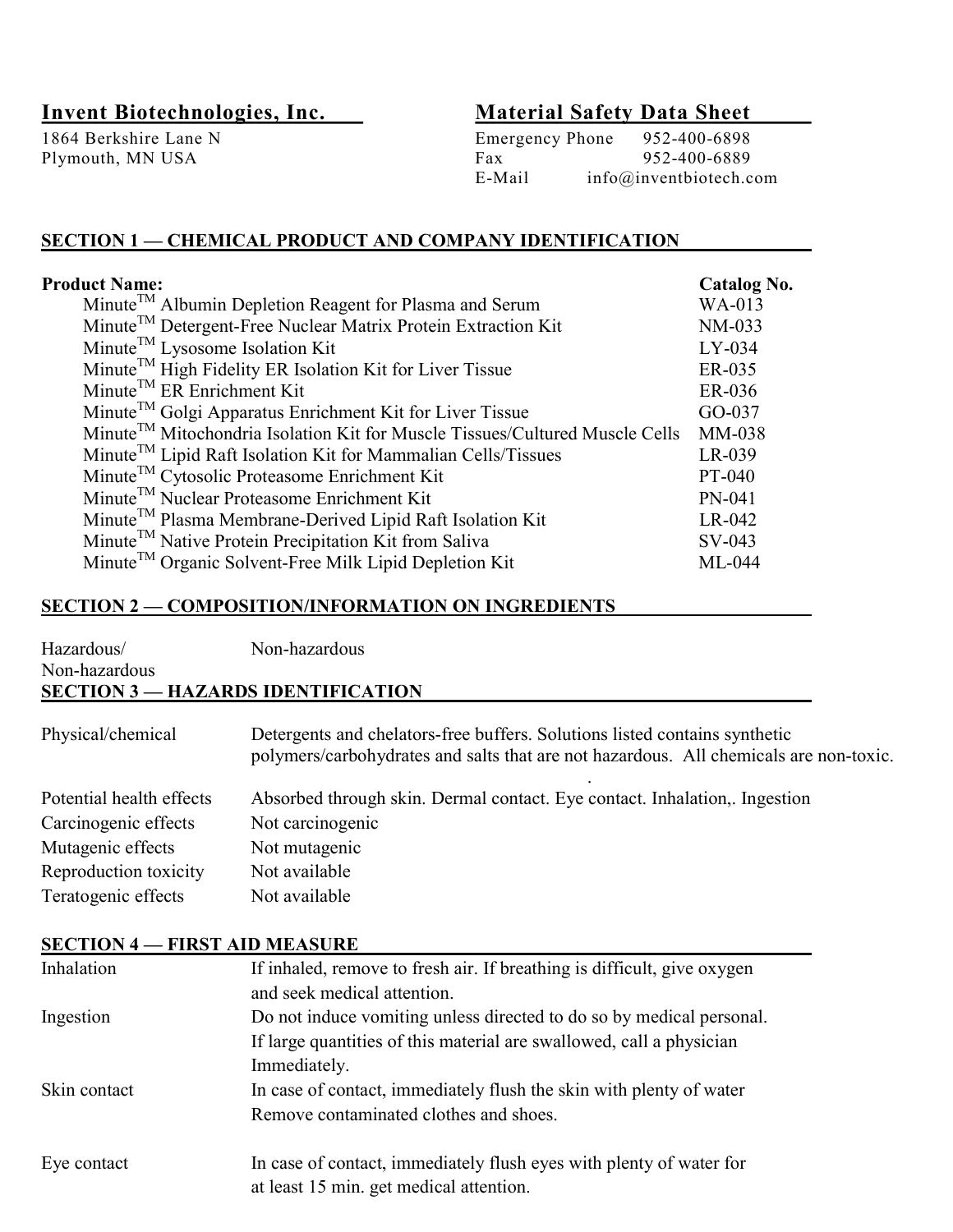**Invent Biotechnologies, Inc.**

1864 Berkshire Lane N
Plymouth, MN USA

**Material Safety Data Sheet**

Emergency Phone 952-400-6898
Fax 952-400-6889
E-Mail info@inventbiotech.com

## SECTION 1 — CHEMICAL PRODUCT AND COMPANY IDENTIFICATION

| Product Name: | Catalog No. |
|---|---|
| Minute™ Albumin Depletion Reagent for Plasma and Serum | WA-013 |
| Minute™ Detergent-Free Nuclear Matrix Protein Extraction Kit | NM-033 |
| Minute™ Lysosome Isolation Kit | LY-034 |
| Minute™ High Fidelity ER Isolation Kit for Liver Tissue | ER-035 |
| Minute™ ER Enrichment Kit | ER-036 |
| Minute™ Golgi Apparatus Enrichment Kit for Liver Tissue | GO-037 |
| Minute™ Mitochondria Isolation Kit for Muscle Tissues/Cultured Muscle Cells | MM-038 |
| Minute™ Lipid Raft Isolation Kit for Mammalian Cells/Tissues | LR-039 |
| Minute™ Cytosolic Proteasome Enrichment Kit | PT-040 |
| Minute™ Nuclear Proteasome Enrichment Kit | PN-041 |
| Minute™ Plasma Membrane-Derived Lipid Raft Isolation Kit | LR-042 |
| Minute™ Native Protein Precipitation Kit from Saliva | SV-043 |
| Minute™ Organic Solvent-Free Milk Lipid Depletion Kit | ML-044 |

## SECTION 2 — COMPOSITION/INFORMATION ON INGREDIENTS

| | |
|---|---|
| Hazardous/ Non-hazardous | Non-hazardous |

## SECTION 3 — HAZARDS IDENTIFICATION

| | |
|---|---|
| Physical/chemical | Detergents and chelators-free buffers. Solutions listed contains synthetic polymers/carbohydrates and salts that are not hazardous. All chemicals are non-toxic. . |
| Potential health effects | Absorbed through skin. Dermal contact. Eye contact. Inhalation,. Ingestion |
| Carcinogenic effects | Not carcinogenic |
| Mutagenic effects | Not mutagenic |
| Reproduction toxicity | Not available |
| Teratogenic effects | Not available |

## SECTION 4 — FIRST AID MEASURE

| | |
|---|---|
| Inhalation | If inhaled, remove to fresh air. If breathing is difficult, give oxygen and seek medical attention. |
| Ingestion | Do not induce vomiting unless directed to do so by medical personal. If large quantities of this material are swallowed, call a physician Immediately. |
| Skin contact | In case of contact, immediately flush the skin with plenty of water Remove contaminated clothes and shoes. |
| Eye contact | In case of contact, immediately flush eyes with plenty of water for at least 15 min. get medical attention. |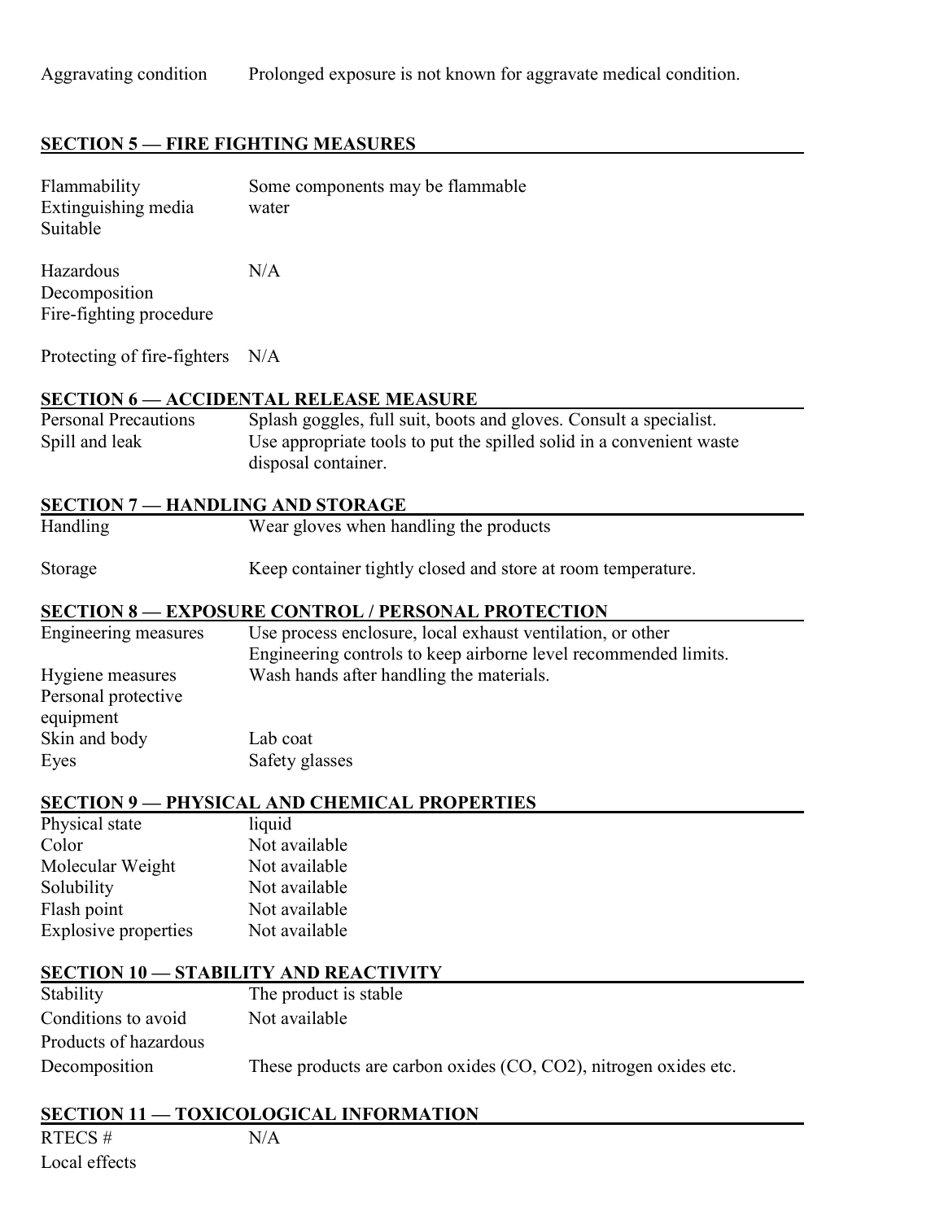| | |
|---|---|
| Aggravating condition | Prolonged exposure is not known for aggravate medical condition. |

## SECTION 5 — FIRE FIGHTING MEASURES

| | |
|---|---|
| Flammability | Some components may be flammable |
| Extinguishing media Suitable | water |
| Hazardous Decomposition Fire-fighting procedure | N/A |
| Protecting of fire-fighters | N/A |

## SECTION 6 — ACCIDENTAL RELEASE MEASURE

| | |
|---|---|
| Personal Precautions | Splash goggles, full suit, boots and gloves. Consult a specialist. |
| Spill and leak | Use appropriate tools to put the spilled solid in a convenient waste disposal container. |

## SECTION 7 — HANDLING AND STORAGE

| | |
|---|---|
| Handling | Wear gloves when handling the products |
| Storage | Keep container tightly closed and store at room temperature. |

## SECTION 8 — EXPOSURE CONTROL / PERSONAL PROTECTION

| | |
|---|---|
| Engineering measures | Use process enclosure, local exhaust ventilation, or other Engineering controls to keep airborne level recommended limits. |
| Hygiene measures | Wash hands after handling the materials. |
| Personal protective equipment | |
| Skin and body | Lab coat |
| Eyes | Safety glasses |

## SECTION 9 — PHYSICAL AND CHEMICAL PROPERTIES

| | |
|---|---|
| Physical state | liquid |
| Color | Not available |
| Molecular Weight | Not available |
| Solubility | Not available |
| Flash point | Not available |
| Explosive properties | Not available |

## SECTION 10 — STABILITY AND REACTIVITY

| | |
|---|---|
| Stability | The product is stable |
| Conditions to avoid | Not available |
| Products of hazardous Decomposition | These products are carbon oxides ($CO$, $CO_2$), nitrogen oxides etc. |

## SECTION 11 — TOXICOLOGICAL INFORMATION

| | |
|---|---|
| RTECS # | N/A |
| Local effects | |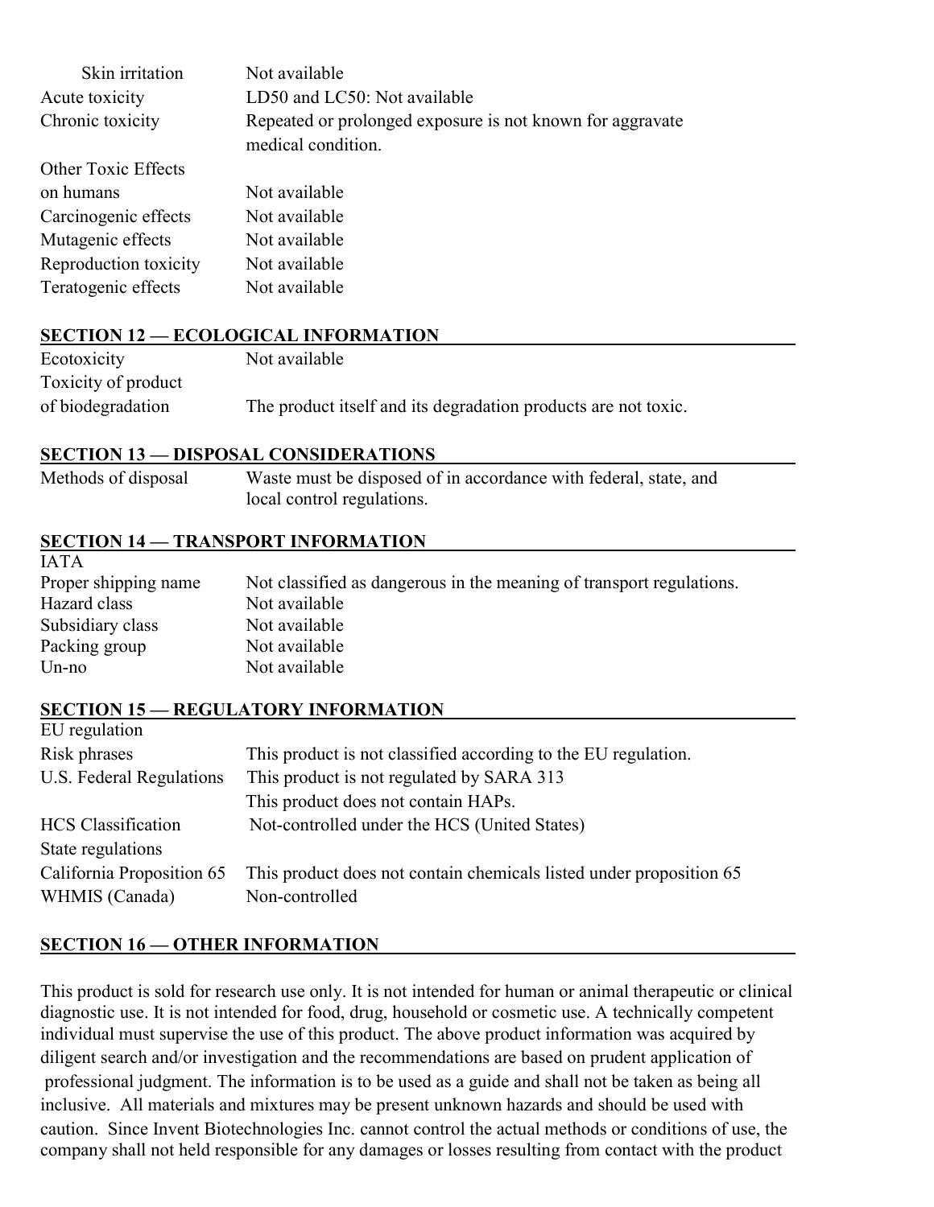| | |
|---|---|
| Skin irritation | Not available |
| Acute toxicity | LD50 and LC50: Not available |
| Chronic toxicity | Repeated or prolonged exposure is not known for aggravate medical condition. |
| Other Toxic Effects on humans | Not available |
| Carcinogenic effects | Not available |
| Mutagenic effects | Not available |
| Reproduction toxicity | Not available |
| Teratogenic effects | Not available |

## SECTION 12 — ECOLOGICAL INFORMATION

| | |
|---|---|
| Ecotoxicity | Not available |
| Toxicity of product of biodegradation | The product itself and its degradation products are not toxic. |

## SECTION 13 — DISPOSAL CONSIDERATIONS

| | |
|---|---|
| Methods of disposal | Waste must be disposed of in accordance with federal, state, and local control regulations. |

## SECTION 14 — TRANSPORT INFORMATION

| | |
|---|---|
| IATA | |
| Proper shipping name | Not classified as dangerous in the meaning of transport regulations. |
| Hazard class | Not available |
| Subsidiary class | Not available |
| Packing group | Not available |
| Un-no | Not available |

## SECTION 15 — REGULATORY INFORMATION

| | |
|---|---|
| EU regulation | |
| Risk phrases | This product is not classified according to the EU regulation. |
| U.S. Federal Regulations | This product is not regulated by SARA 313 |
| | This product does not contain HAPs. |
| HCS Classification | Not-controlled under the HCS (United States) |
| State regulations | |
| California Proposition 65 | This product does not contain chemicals listed under proposition 65 |
| WHMIS (Canada) | Non-controlled |

## SECTION 16 — OTHER INFORMATION

This product is sold for research use only. It is not intended for human or animal therapeutic or clinical diagnostic use. It is not intended for food, drug, household or cosmetic use. A technically competent individual must supervise the use of this product. The above product information was acquired by diligent search and/or investigation and the recommendations are based on prudent application of professional judgment. The information is to be used as a guide and shall not be taken as being all inclusive. All materials and mixtures may be present unknown hazards and should be used with caution. Since Invent Biotechnologies Inc. cannot control the actual methods or conditions of use, the company shall not held responsible for any damages or losses resulting from contact with the product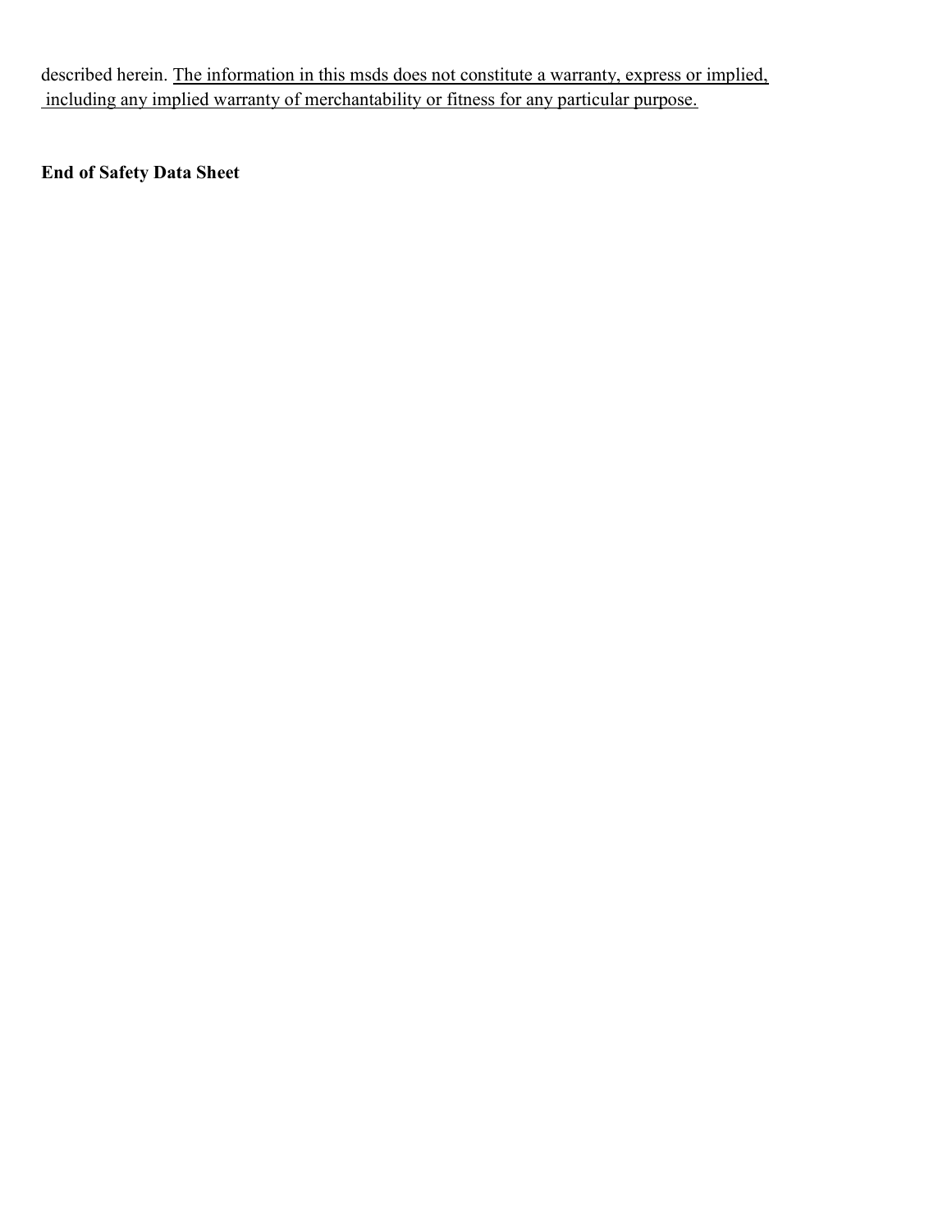described herein. <u>The information in this msds does not constitute a warranty, express or implied, including any implied warranty of merchantability or fitness for any particular purpose.</u>

**End of Safety Data Sheet**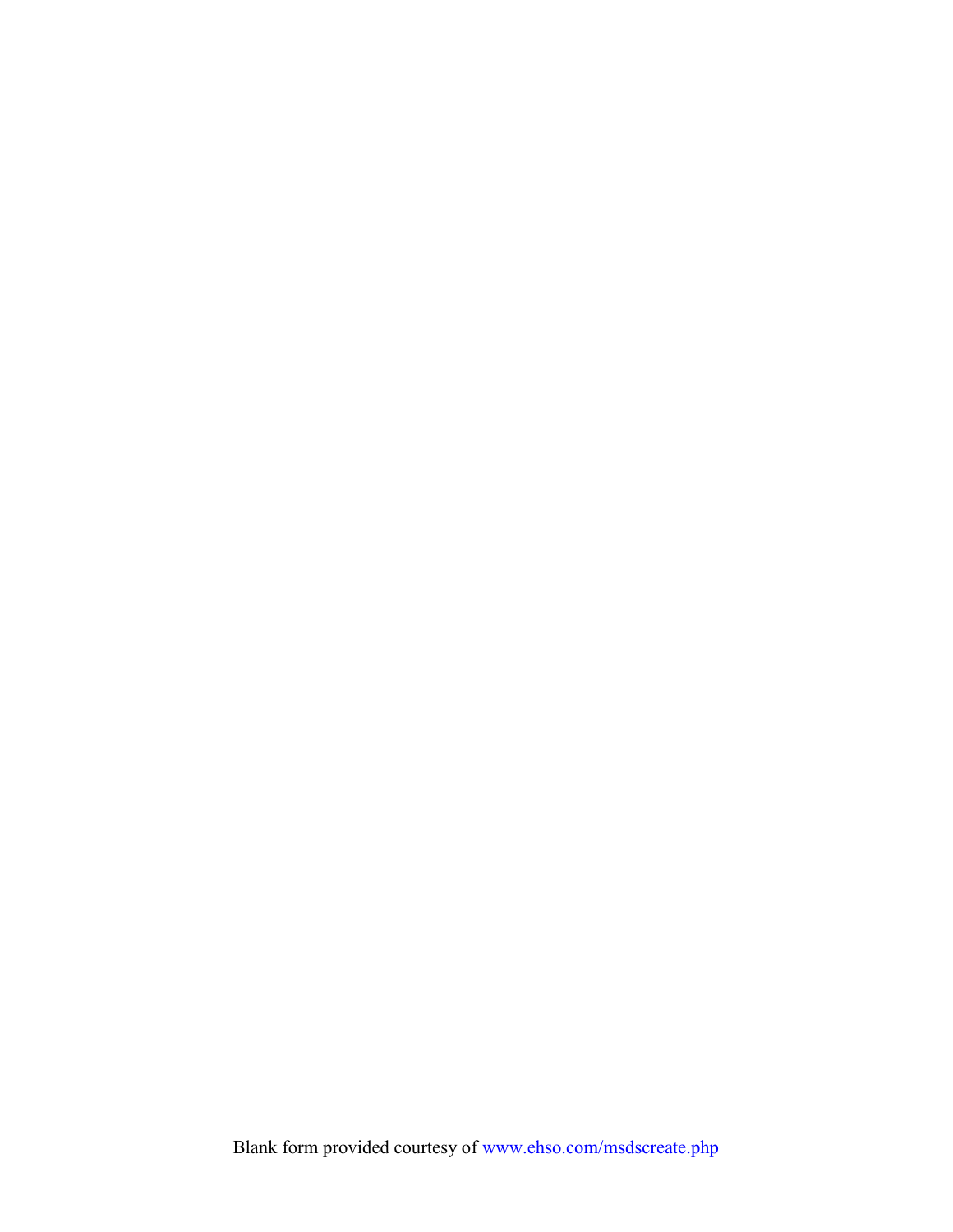Blank form provided courtesy of [www.ehso.com/msdscreate.php](http://www.ehso.com/msdscreate.php)